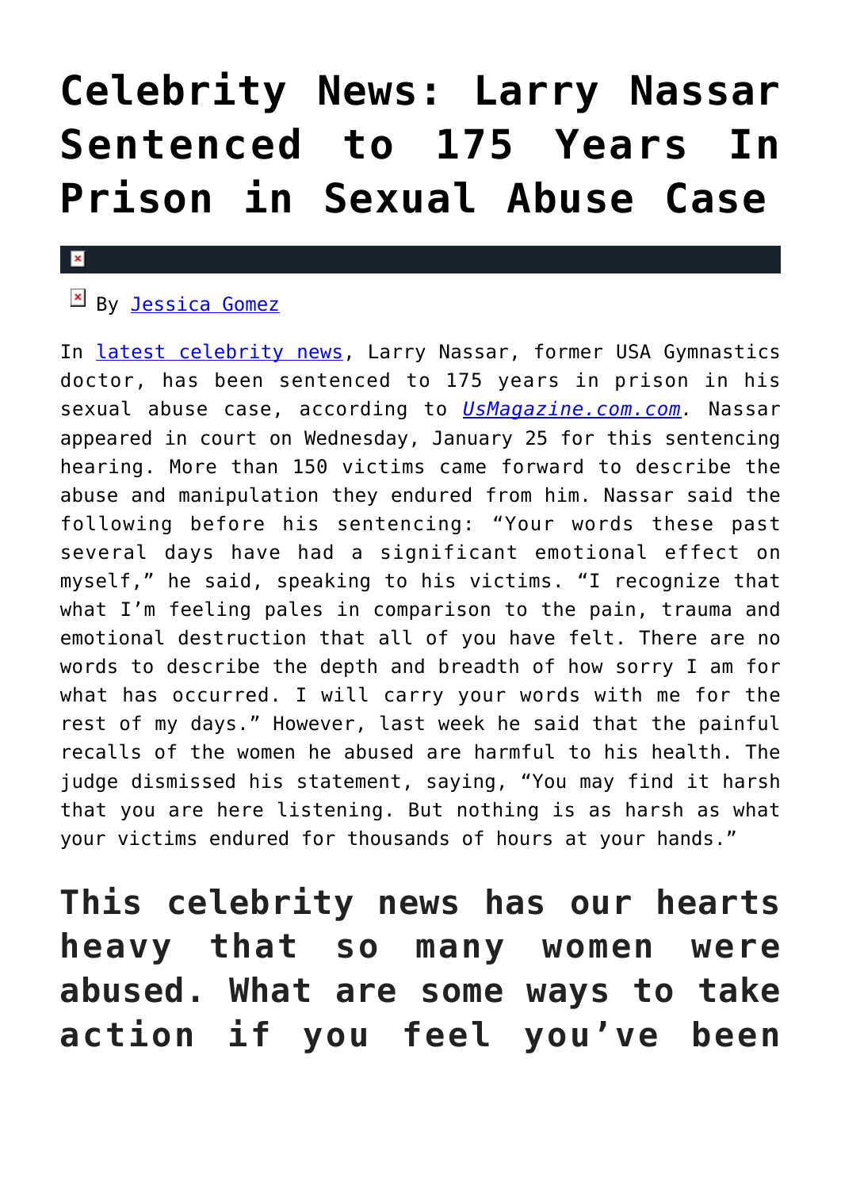# Celebrity News: Larry Nassar Sentenced to 175 Years In Prison in Sexual Abuse Case

By Jessica Gomez

In latest celebrity news, Larry Nassar, former USA Gymnastics doctor, has been sentenced to 175 years in prison in his sexual abuse case, according to *UsMagazine.com.com*. Nassar appeared in court on Wednesday, January 25 for this sentencing hearing. More than 150 victims came forward to describe the abuse and manipulation they endured from him. Nassar said the following before his sentencing: "Your words these past several days have had a significant emotional effect on myself," he said, speaking to his victims. "I recognize that what I'm feeling pales in comparison to the pain, trauma and emotional destruction that all of you have felt. There are no words to describe the depth and breadth of how sorry I am for what has occurred. I will carry your words with me for the rest of my days." However, last week he said that the painful recalls of the women he abused are harmful to his health. The judge dismissed his statement, saying, "You may find it harsh that you are here listening. But nothing is as harsh as what your victims endured for thousands of hours at your hands."

## This celebrity news has our hearts heavy that so many women were abused. What are some ways to take action if you feel you've been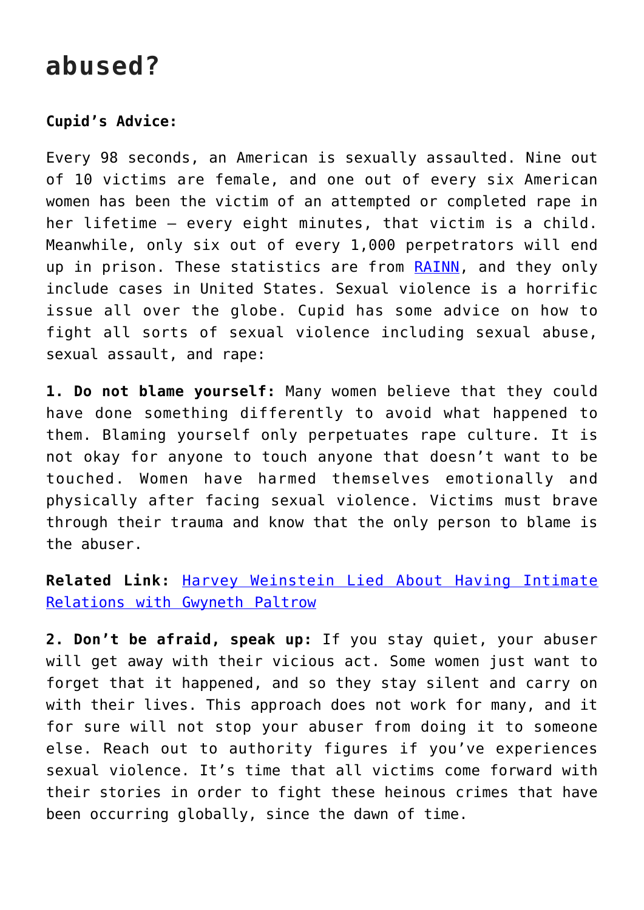# abused?

**Cupid's Advice:**

Every 98 seconds, an American is sexually assaulted. Nine out of 10 victims are female, and one out of every six American women has been the victim of an attempted or completed rape in her lifetime — every eight minutes, that victim is a child. Meanwhile, only six out of every 1,000 perpetrators will end up in prison. These statistics are from RAINN, and they only include cases in United States. Sexual violence is a horrific issue all over the globe. Cupid has some advice on how to fight all sorts of sexual violence including sexual abuse, sexual assault, and rape:

**1. Do not blame yourself:** Many women believe that they could have done something differently to avoid what happened to them. Blaming yourself only perpetuates rape culture. It is not okay for anyone to touch anyone that doesn't want to be touched. Women have harmed themselves emotionally and physically after facing sexual violence. Victims must brave through their trauma and know that the only person to blame is the abuser.

**Related Link:** Harvey Weinstein Lied About Having Intimate Relations with Gwyneth Paltrow

**2. Don't be afraid, speak up:** If you stay quiet, your abuser will get away with their vicious act. Some women just want to forget that it happened, and so they stay silent and carry on with their lives. This approach does not work for many, and it for sure will not stop your abuser from doing it to someone else. Reach out to authority figures if you've experiences sexual violence. It's time that all victims come forward with their stories in order to fight these heinous crimes that have been occurring globally, since the dawn of time.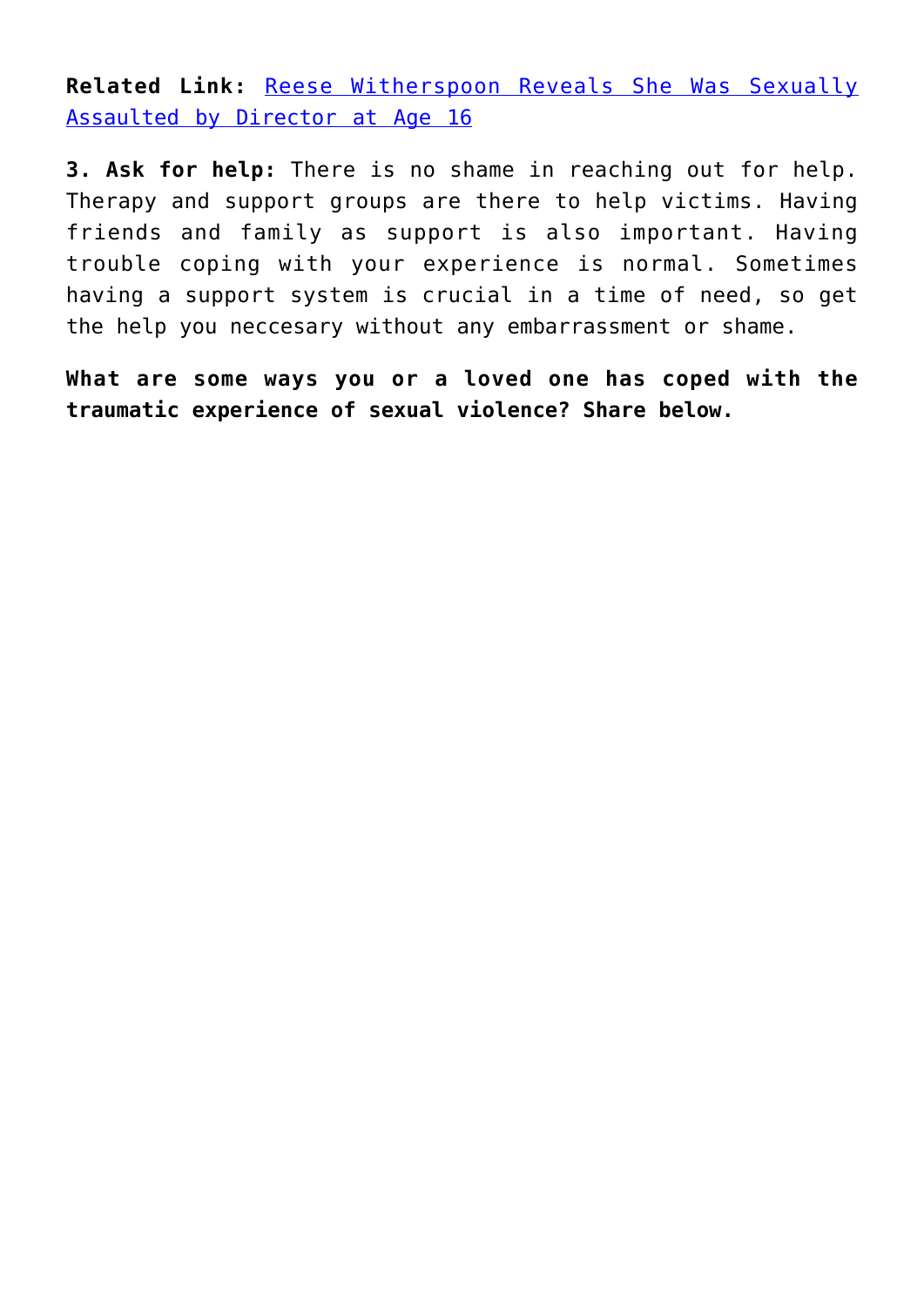**Related Link:** [Reese Witherspoon Reveals She Was Sexually Assaulted by Director at Age 16]()

**3. Ask for help:** There is no shame in reaching out for help. Therapy and support groups are there to help victims. Having friends and family as support is also important. Having trouble coping with your experience is normal. Sometimes having a support system is crucial in a time of need, so get the help you neccesary without any embarrassment or shame.

**What are some ways you or a loved one has coped with the traumatic experience of sexual violence? Share below.**